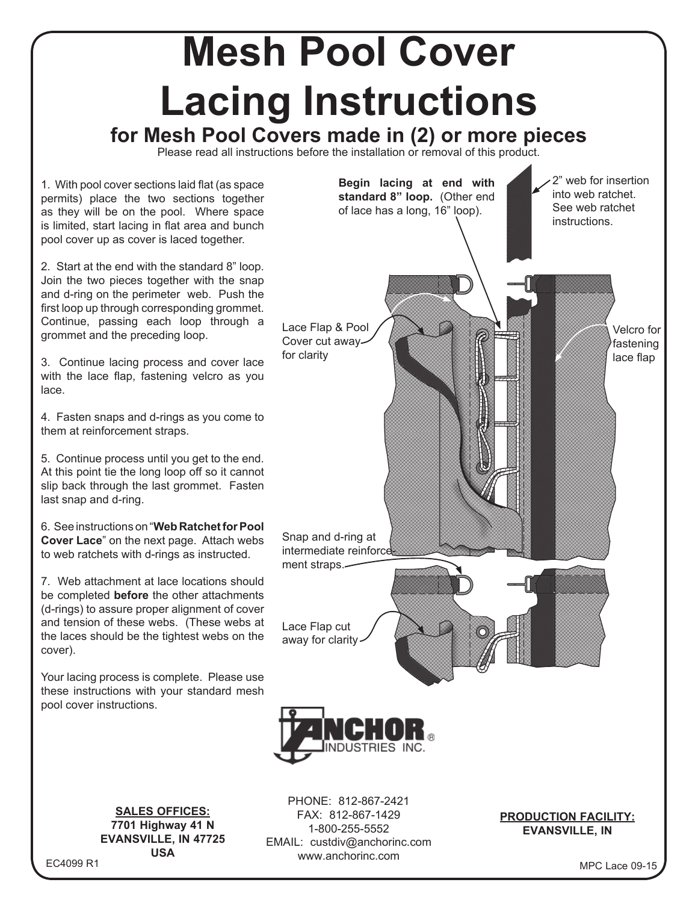# Mesh Pool Cover Lacing Instructions

## for Mesh Pool Covers made in (2) or more pieces

Please read all instructions before the installation or removal of this product.

1. With pool cover sections laid flat (as space permits) place the two sections together as they will be on the pool. Where space is limited, start lacing in flat area and bunch pool cover up as cover is laced together.

2. Start at the end with the standard 8" loop. Join the two pieces together with the snap and d-ring on the perimeter web. Push the first loop up through corresponding grommet. Continue, passing each loop through a grommet and the preceding loop.

3. Continue lacing process and cover lace with the lace flap, fastening velcro as you lace.

4. Fasten snaps and d-rings as you come to them at reinforcement straps.

5. Continue process until you get to the end. At this point tie the long loop off so it cannot slip back through the last grommet. Fasten last snap and d-ring.

6. See instructions on "**Web Ratchet for Pool Cover Lace**" on the next page. Attach webs to web ratchets with d-rings as instructed.

7. Web attachment at lace locations should be completed **before** the other attachments (d-rings) to assure proper alignment of cover and tension of these webs. (These webs at the laces should be the tightest webs on the cover).

Your lacing process is complete. Please use these instructions with your standard mesh pool cover instructions.

**Begin lacing at end with standard 8" loop.** (Other end of lace has a long, 16" loop).

2" web for insertion into web ratchet. See web ratchet instructions.

Lace Flap & Pool Cover cut away for clarity

Velcro for fastening lace flap

Snap and d-ring at intermediate reinforcement straps.

Lace Flap cut away for clarity

ANCHOR® INDUSTRIES INC.

**SALES OFFICES:**
**7701 Highway 41 N**
**EVANSVILLE, IN 47725**
**USA**

PHONE: 812-867-2421
FAX: 812-867-1429
1-800-255-5552
EMAIL: custdiv@anchorinc.com
www.anchorinc.com

**PRODUCTION FACILITY:**
**EVANSVILLE, IN**

EC4099 R1

MPC Lace 09-15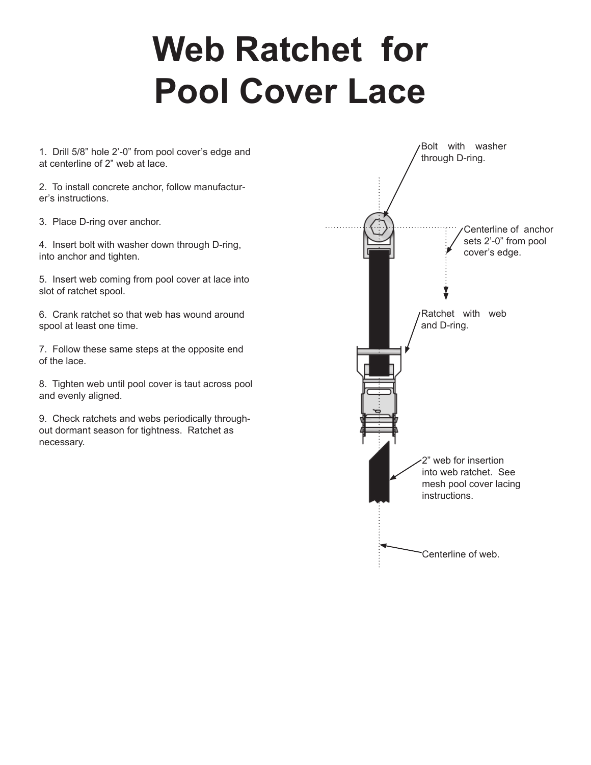# Web Ratchet for Pool Cover Lace

1. Drill 5/8" hole 2'-0" from pool cover's edge and at centerline of 2" web at lace.

2. To install concrete anchor, follow manufacturer's instructions.

3. Place D-ring over anchor.

4. Insert bolt with washer down through D-ring, into anchor and tighten.

5. Insert web coming from pool cover at lace into slot of ratchet spool.

6. Crank ratchet so that web has wound around spool at least one time.

7. Follow these same steps at the opposite end of the lace.

8. Tighten web until pool cover is taut across pool and evenly aligned.

9. Check ratchets and webs periodically throughout dormant season for tightness. Ratchet as necessary.

Bolt with washer through D-ring.

Centerline of anchor sets 2'-0" from pool cover's edge.

Ratchet with web and D-ring.

2" web for insertion into web ratchet. See mesh pool cover lacing instructions.

Centerline of web.